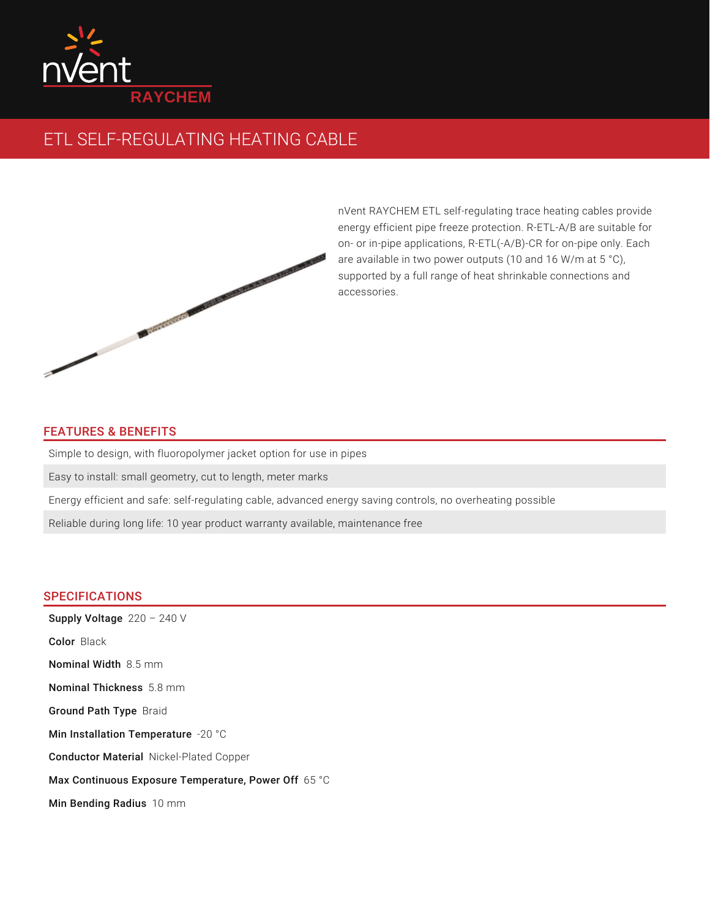nVent RAYCHEM

# ETL SELF-REGULATING HEATING CABLE

nVent RAYCHEM ETL self-regulating trace heating cables provide energy efficient pipe freeze protection. R-ETL-A/B are suitable for on- or in-pipe applications, R-ETL(-A/B)-CR for on-pipe only. Each are available in two power outputs (10 and 16 W/m at 5 °C), supported by a full range of heat shrinkable connections and accessories.

## FEATURES & BENEFITS

- Simple to design, with fluoropolymer jacket option for use in pipes
- Easy to install: small geometry, cut to length, meter marks
- Energy efficient and safe: self-regulating cable, advanced energy saving controls, no overheating possible
- Reliable during long life: 10 year product warranty available, maintenance free

## SPECIFICATIONS

**Supply Voltage** 220 – 240 V

**Color** Black

**Nominal Width** 8.5 mm

**Nominal Thickness** 5.8 mm

**Ground Path Type** Braid

**Min Installation Temperature** -20 °C

**Conductor Material** Nickel-Plated Copper

**Max Continuous Exposure Temperature, Power Off** 65 °C

**Min Bending Radius** 10 mm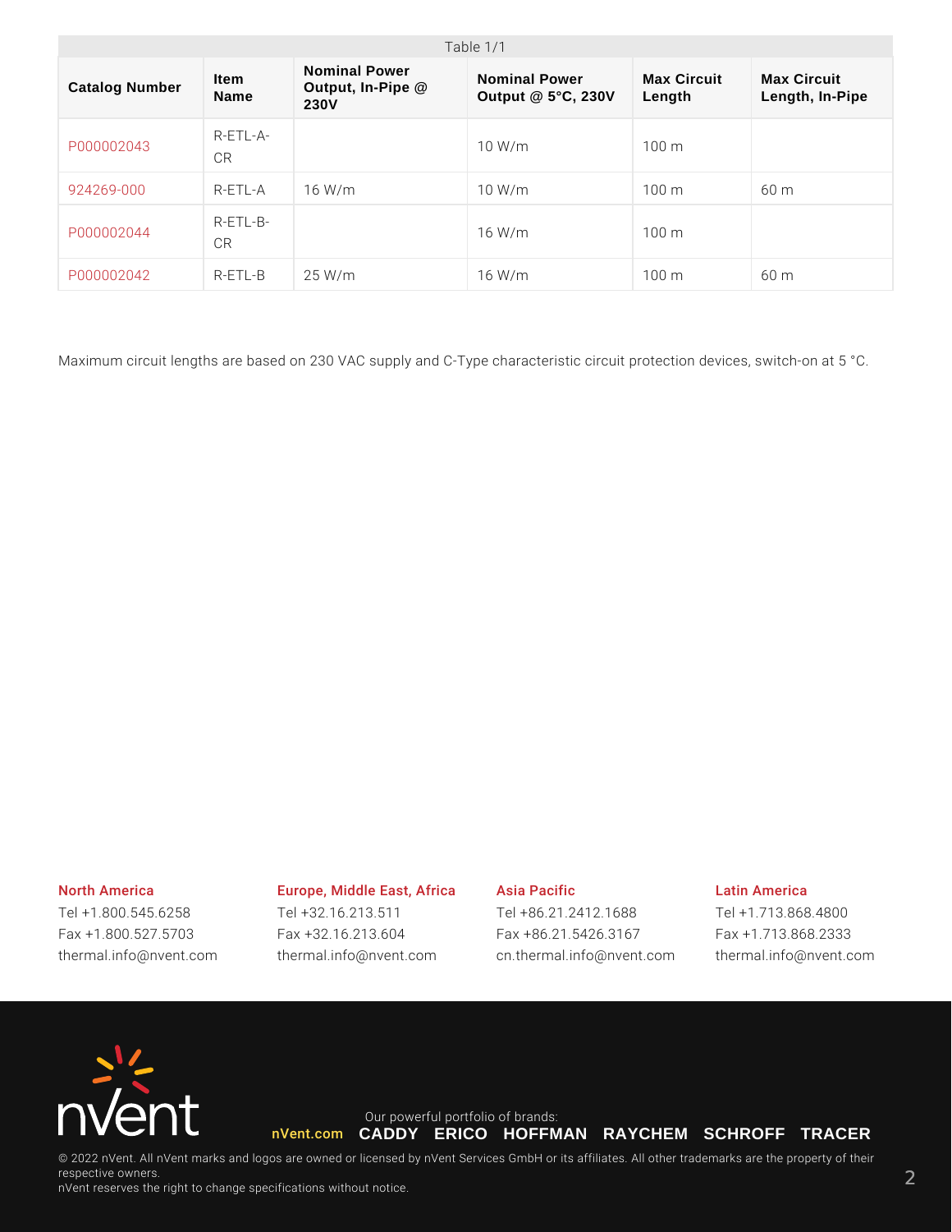Table 1/1

| Catalog Number | Item Name | Nominal Power Output, In-Pipe @ 230V | Nominal Power Output @ 5°C, 230V | Max Circuit Length | Max Circuit Length, In-Pipe |
|---|---|---|---|---|---|
| P000002043 | R-ETL-A-CR | | 10 W/m | 100 m | |
| 924269-000 | R-ETL-A | 16 W/m | 10 W/m | 100 m | 60 m |
| P000002044 | R-ETL-B-CR | | 16 W/m | 100 m | |
| P000002042 | R-ETL-B | 25 W/m | 16 W/m | 100 m | 60 m |

Maximum circuit lengths are based on 230 VAC supply and C-Type characteristic circuit protection devices, switch-on at 5 °C.

**North America**
Tel +1.800.545.6258
Fax +1.800.527.5703
thermal.info@nvent.com

**Europe, Middle East, Africa**
Tel +32.16.213.511
Fax +32.16.213.604
thermal.info@nvent.com

**Asia Pacific**
Tel +86.21.2412.1688
Fax +86.21.5426.3167
cn.thermal.info@nvent.com

**Latin America**
Tel +1.713.868.4800
Fax +1.713.868.2333
thermal.info@nvent.com

nVent.com

Our powerful portfolio of brands:
**CADDY ERICO HOFFMAN RAYCHEM SCHROFF TRACER**

© 2022 nVent. All nVent marks and logos are owned or licensed by nVent Services GmbH or its affiliates. All other trademarks are the property of their respective owners.
nVent reserves the right to change specifications without notice.